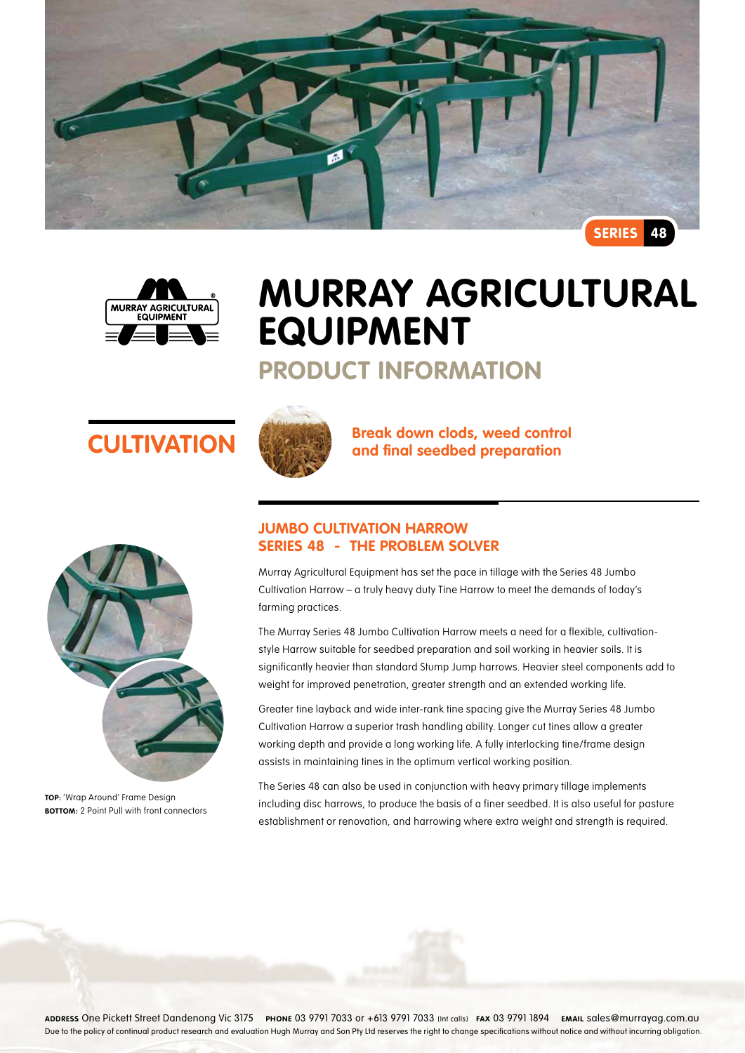SERIES 48

# MURRAY AGRICULTURAL EQUIPMENT

## PRODUCT INFORMATION

## CULTIVATION

**Break down clods, weed control and final seedbed preparation**

### JUMBO CULTIVATION HARROW
### SERIES 48 - THE PROBLEM SOLVER

Murray Agricultural Equipment has set the pace in tillage with the Series 48 Jumbo Cultivation Harrow – a truly heavy duty Tine Harrow to meet the demands of today's farming practices.

The Murray Series 48 Jumbo Cultivation Harrow meets a need for a flexible, cultivation-style Harrow suitable for seedbed preparation and soil working in heavier soils. It is significantly heavier than standard Stump Jump harrows. Heavier steel components add to weight for improved penetration, greater strength and an extended working life.

Greater tine layback and wide inter-rank tine spacing give the Murray Series 48 Jumbo Cultivation Harrow a superior trash handling ability. Longer cut tines allow a greater working depth and provide a long working life. A fully interlocking tine/frame design assists in maintaining tines in the optimum vertical working position.

The Series 48 can also be used in conjunction with heavy primary tillage implements including disc harrows, to produce the basis of a finer seedbed. It is also useful for pasture establishment or renovation, and harrowing where extra weight and strength is required.

**TOP:** 'Wrap Around' Frame Design
**BOTTOM:** 2 Point Pull with front connectors

**ADDRESS** One Pickett Street Dandenong Vic 3175 **PHONE** 03 9791 7033 or +613 9791 7033 (Int calls) **FAX** 03 9791 1894 **EMAIL** sales@murrayag.com.au

Due to the policy of continual product research and evaluation Hugh Murray and Son Pty Ltd reserves the right to change specifications without notice and without incurring obligation.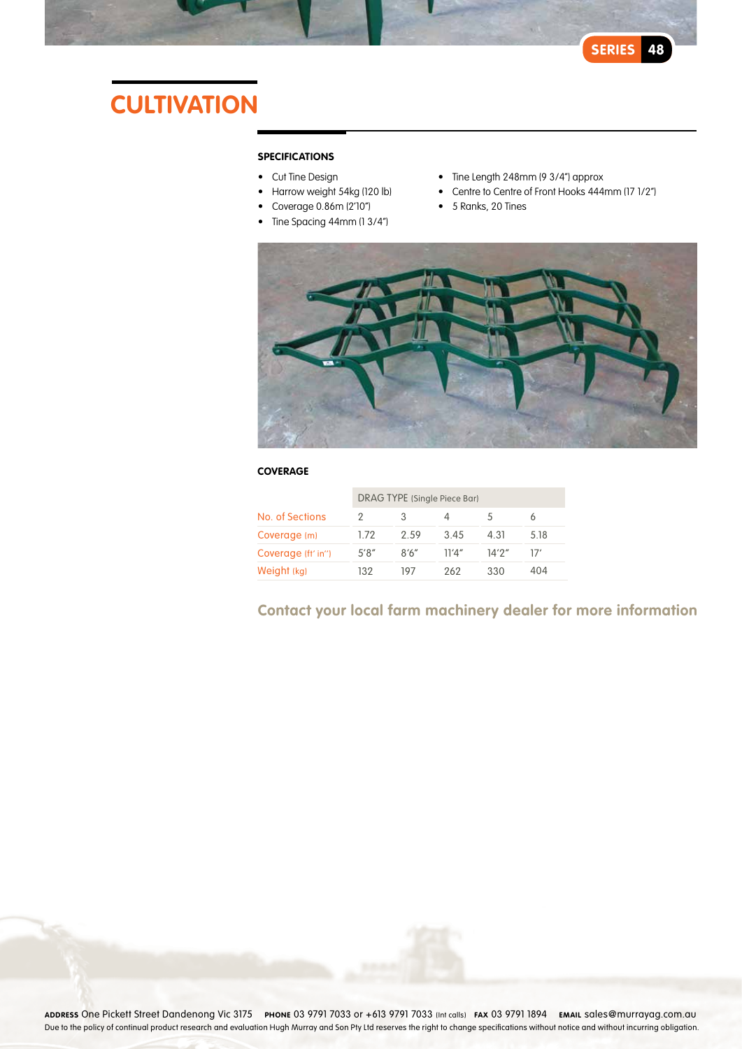SERIES 48

# CULTIVATION

### SPECIFICATIONS

- Cut Tine Design
- Harrow weight 54kg (120 lb)
- Coverage 0.86m (2'10")
- Tine Spacing 44mm (1 3/4")
- Tine Length 248mm (9 3/4") approx
- Centre to Centre of Front Hooks 444mm (17 1/2")
- 5 Ranks, 20 Tines

### COVERAGE

| | DRAG TYPE (Single Piece Bar) | | | | |
|---|---|---|---|---|---|
| No. of Sections | 2 | 3 | 4 | 5 | 6 |
| Coverage (m) | 1.72 | 2.59 | 3.45 | 4.31 | 5.18 |
| Coverage (ft' in") | 5'8" | 8'6" | 11'4" | 14'2" | 17' |
| Weight (kg) | 132 | 197 | 262 | 330 | 404 |

**Contact your local farm machinery dealer for more information**

**ADDRESS** One Pickett Street Dandenong Vic 3175 **PHONE** 03 9791 7033 or +613 9791 7033 (Int calls) **FAX** 03 9791 1894 **EMAIL** sales@murrayag.com.au

Due to the policy of continual product research and evaluation Hugh Murray and Son Pty Ltd reserves the right to change specifications without notice and without incurring obligation.